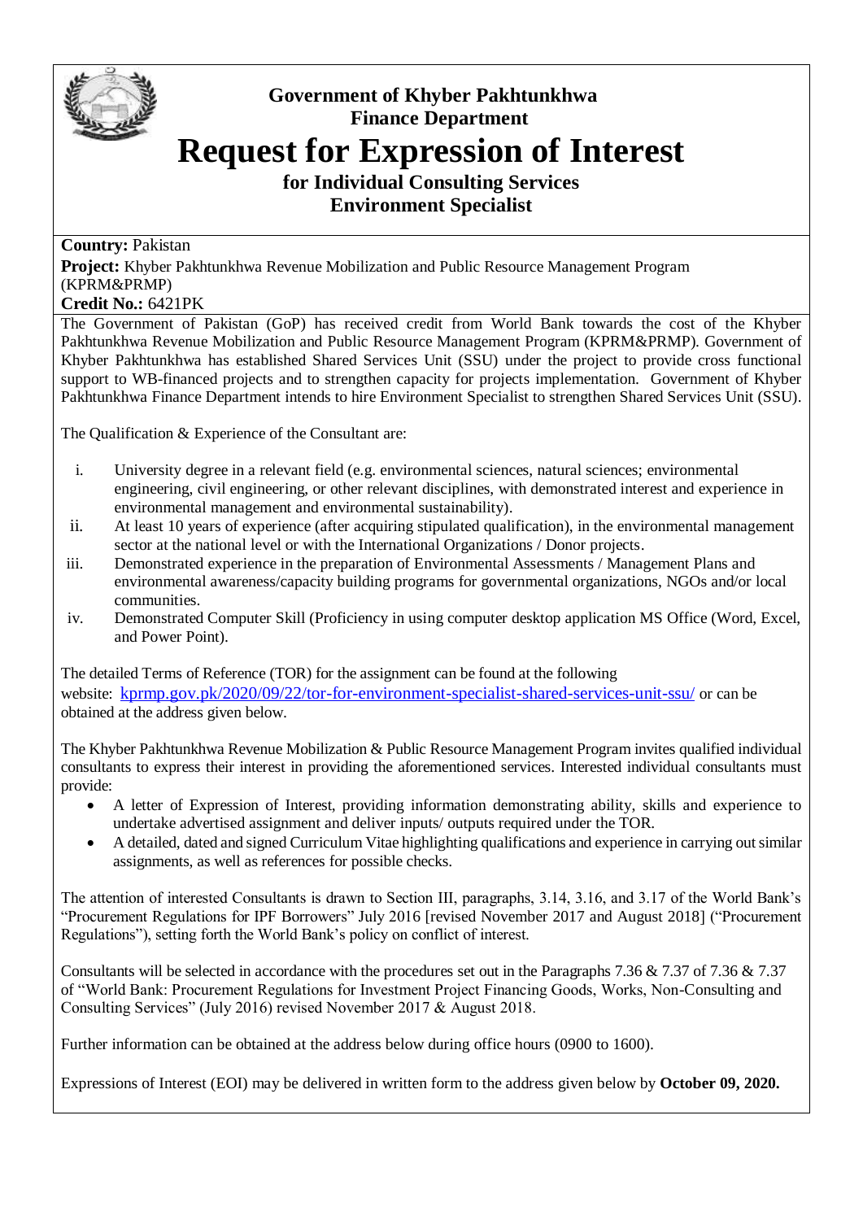# Government of Khyber Pakhtunkhwa
## Finance Department

# Request for Expression of Interest

## for Individual Consulting Services
## Environment Specialist

**Country:** Pakistan

**Project:** Khyber Pakhtunkhwa Revenue Mobilization and Public Resource Management Program (KPRM&PRMP)

**Credit No.:** 6421PK

The Government of Pakistan (GoP) has received credit from World Bank towards the cost of the Khyber Pakhtunkhwa Revenue Mobilization and Public Resource Management Program (KPRM&PRMP). Government of Khyber Pakhtunkhwa has established Shared Services Unit (SSU) under the project to provide cross functional support to WB-financed projects and to strengthen capacity for projects implementation. Government of Khyber Pakhtunkhwa Finance Department intends to hire Environment Specialist to strengthen Shared Services Unit (SSU).

The Qualification & Experience of the Consultant are:

i. University degree in a relevant field (e.g. environmental sciences, natural sciences; environmental engineering, civil engineering, or other relevant disciplines, with demonstrated interest and experience in environmental management and environmental sustainability).
ii. At least 10 years of experience (after acquiring stipulated qualification), in the environmental management sector at the national level or with the International Organizations / Donor projects.
iii. Demonstrated experience in the preparation of Environmental Assessments / Management Plans and environmental awareness/capacity building programs for governmental organizations, NGOs and/or local communities.
iv. Demonstrated Computer Skill (Proficiency in using computer desktop application MS Office (Word, Excel, and Power Point).

The detailed Terms of Reference (TOR) for the assignment can be found at the following website: kprmp.gov.pk/2020/09/22/tor-for-environment-specialist-shared-services-unit-ssu/ or can be obtained at the address given below.

The Khyber Pakhtunkhwa Revenue Mobilization & Public Resource Management Program invites qualified individual consultants to express their interest in providing the aforementioned services. Interested individual consultants must provide:

- A letter of Expression of Interest, providing information demonstrating ability, skills and experience to undertake advertised assignment and deliver inputs/ outputs required under the TOR.
- A detailed, dated and signed Curriculum Vitae highlighting qualifications and experience in carrying out similar assignments, as well as references for possible checks.

The attention of interested Consultants is drawn to Section III, paragraphs, 3.14, 3.16, and 3.17 of the World Bank's "Procurement Regulations for IPF Borrowers" July 2016 [revised November 2017 and August 2018] ("Procurement Regulations"), setting forth the World Bank's policy on conflict of interest.

Consultants will be selected in accordance with the procedures set out in the Paragraphs 7.36 & 7.37 of 7.36 & 7.37 of "World Bank: Procurement Regulations for Investment Project Financing Goods, Works, Non-Consulting and Consulting Services" (July 2016) revised November 2017 & August 2018.

Further information can be obtained at the address below during office hours (0900 to 1600).

Expressions of Interest (EOI) may be delivered in written form to the address given below by **October 09, 2020.**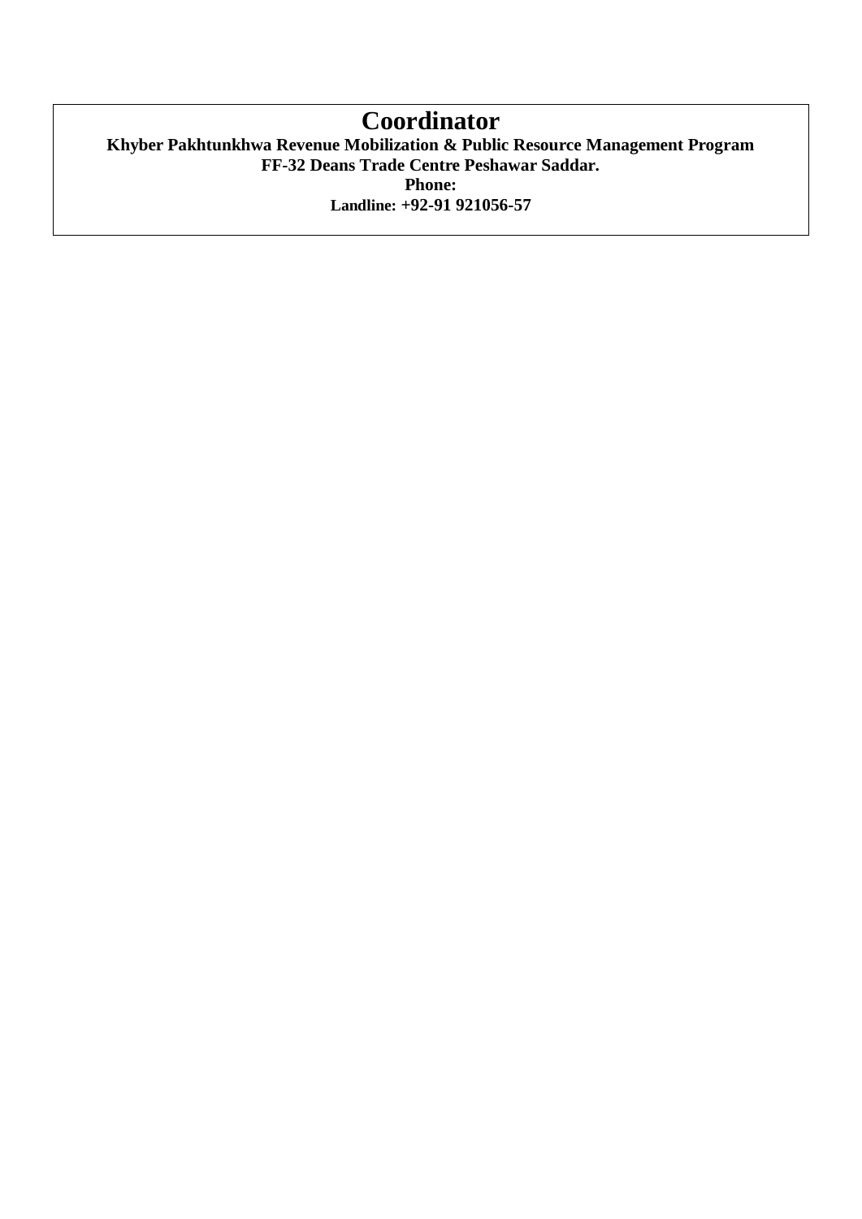# Coordinator

**Khyber Pakhtunkhwa Revenue Mobilization & Public Resource Management Program**

**FF-32 Deans Trade Centre Peshawar Saddar.**

**Phone:**

**Landline: +92-91 921056-57**